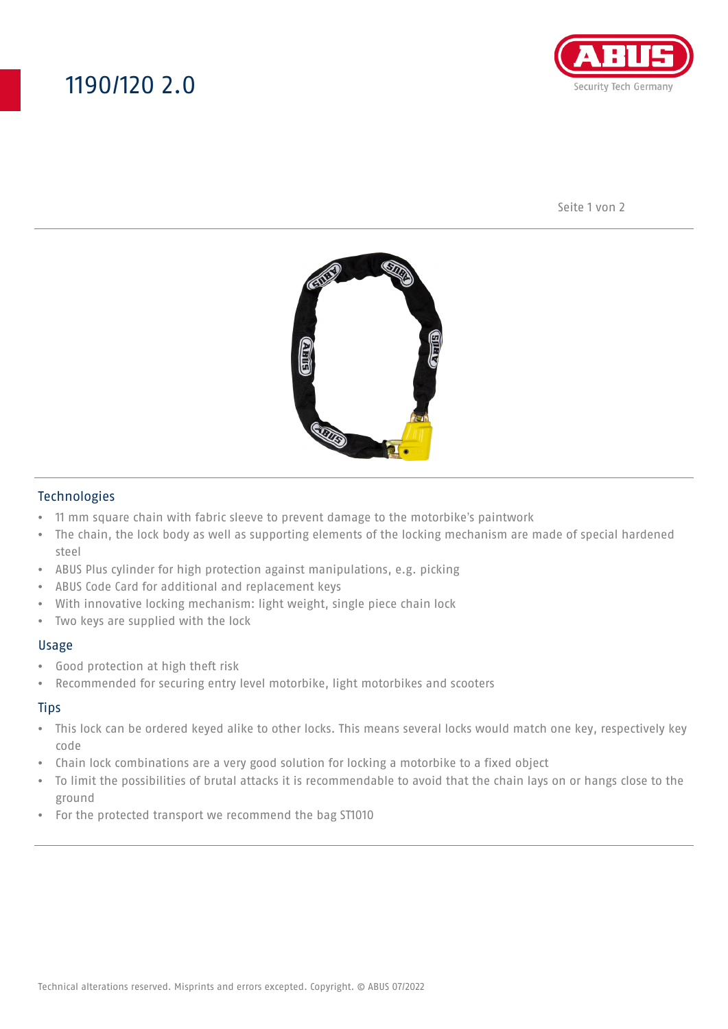# 1190/120 2.0

## Technologies

- 11 mm square chain with fabric sleeve to prevent damage to the motorbike's paintwork
- The chain, the lock body as well as supporting elements of the locking mechanism are made of special hardened steel
- ABUS Plus cylinder for high protection against manipulations, e.g. picking
- ABUS Code Card for additional and replacement keys
- With innovative locking mechanism: light weight, single piece chain lock
- Two keys are supplied with the lock

## Usage

- Good protection at high theft risk
- Recommended for securing entry level motorbike, light motorbikes and scooters

## Tips

- This lock can be ordered keyed alike to other locks. This means several locks would match one key, respectively key code
- Chain lock combinations are a very good solution for locking a motorbike to a fixed object
- To limit the possibilities of brutal attacks it is recommendable to avoid that the chain lays on or hangs close to the ground
- For the protected transport we recommend the bag ST1010

Technical alterations reserved. Misprints and errors excepted. Copyright. © ABUS 07/2022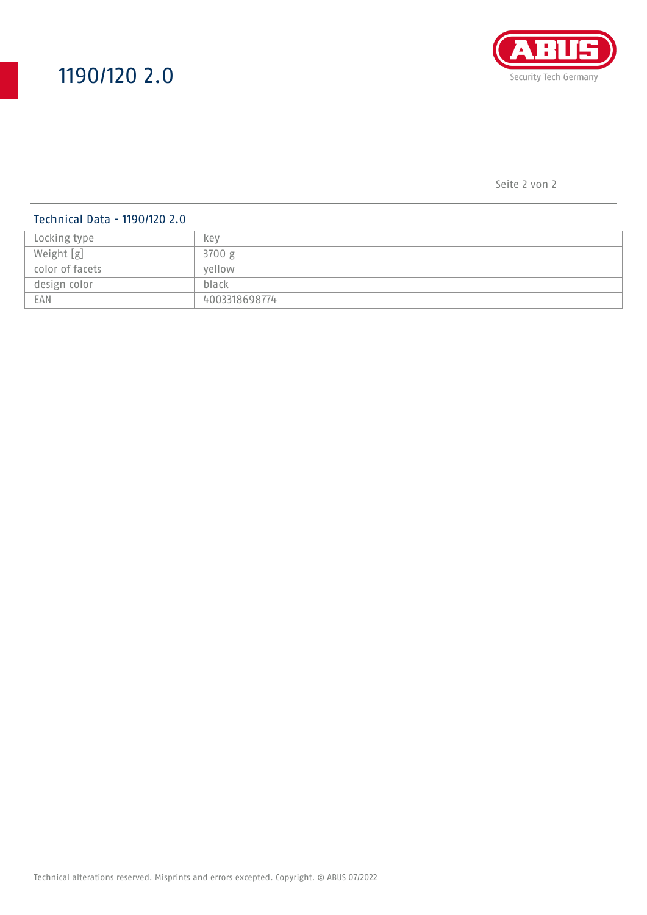# 1190/120 2.0

## Technical Data - 1190/120 2.0

| | |
|---|---|
| Locking type | key |
| Weight [g] | 3700 g |
| color of facets | yellow |
| design color | black |
| EAN | 4003318698774 |

Technical alterations reserved. Misprints and errors excepted. Copyright. © ABUS 07/2022